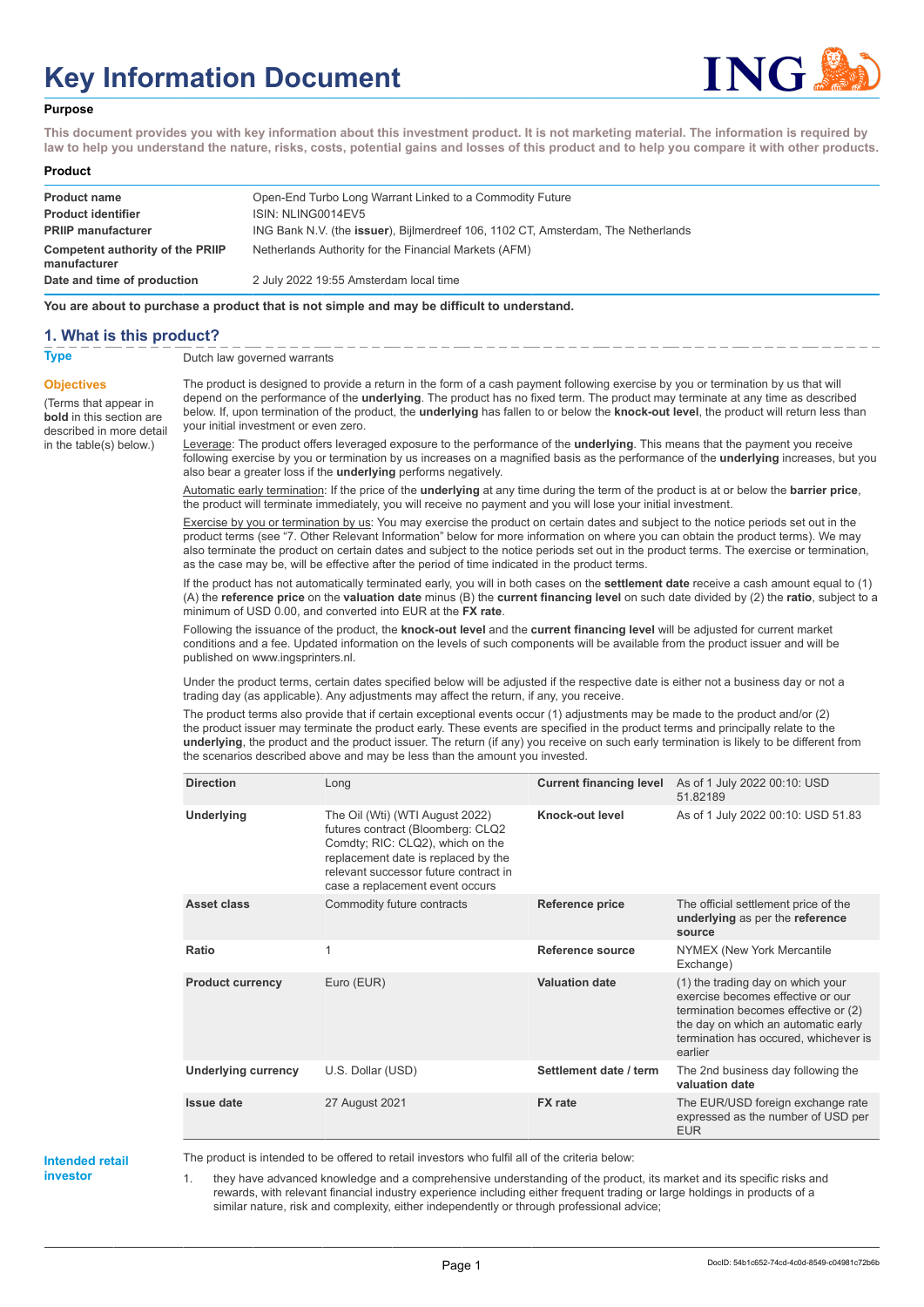# Key Information Document

**Purpose**

**This document provides you with key information about this investment product. It is not marketing material. The information is required by law to help you understand the nature, risks, costs, potential gains and losses of this product and to help you compare it with other products.**

**Product**

| | |
|---|---|
| **Product name** | Open-End Turbo Long Warrant Linked to a Commodity Future |
| **Product identifier** | ISIN: NLING0014EV5 |
| **PRIIP manufacturer** | ING Bank N.V. (the **issuer**), Bijlmerdreef 106, 1102 CT, Amsterdam, The Netherlands |
| **Competent authority of the PRIIP manufacturer** | Netherlands Authority for the Financial Markets (AFM) |
| **Date and time of production** | 2 July 2022 19:55 Amsterdam local time |

**You are about to purchase a product that is not simple and may be difficult to understand.**

## 1. What is this product?

**Type**

Dutch law governed warrants

**Objectives**

(Terms that appear in **bold** in this section are described in more detail in the table(s) below.)

The product is designed to provide a return in the form of a cash payment following exercise by you or termination by us that will depend on the performance of the **underlying**. The product has no fixed term. The product may terminate at any time as described below. If, upon termination of the product, the **underlying** has fallen to or below the **knock-out level**, the product will return less than your initial investment or even zero.

Leverage: The product offers leveraged exposure to the performance of the **underlying**. This means that the payment you receive following exercise by you or termination by us increases on a magnified basis as the performance of the **underlying** increases, but you also bear a greater loss if the **underlying** performs negatively.

Automatic early termination: If the price of the **underlying** at any time during the term of the product is at or below the **barrier price**, the product will terminate immediately, you will receive no payment and you will lose your initial investment.

Exercise by you or termination by us: You may exercise the product on certain dates and subject to the notice periods set out in the product terms (see "7. Other Relevant Information" below for more information on where you can obtain the product terms). We may also terminate the product on certain dates and subject to the notice periods set out in the product terms. The exercise or termination, as the case may be, will be effective after the period of time indicated in the product terms.

If the product has not automatically terminated early, you will in both cases on the **settlement date** receive a cash amount equal to (1) (A) the **reference price** on the **valuation date** minus (B) the **current financing level** on such date divided by (2) the **ratio**, subject to a minimum of USD 0.00, and converted into EUR at the **FX rate**.

Following the issuance of the product, the **knock-out level** and the **current financing level** will be adjusted for current market conditions and a fee. Updated information on the levels of such components will be available from the product issuer and will be published on www.ingsprinters.nl.

Under the product terms, certain dates specified below will be adjusted if the respective date is either not a business day or not a trading day (as applicable). Any adjustments may affect the return, if any, you receive.

The product terms also provide that if certain exceptional events occur (1) adjustments may be made to the product and/or (2) the product issuer may terminate the product early. These events are specified in the product terms and principally relate to the **underlying**, the product and the product issuer. The return (if any) you receive on such early termination is likely to be different from the scenarios described above and may be less than the amount you invested.

| | | | |
|---|---|---|---|
| **Direction** | Long | **Current financing level** | As of 1 July 2022 00:10: USD 51.82189 |
| **Underlying** | The Oil (Wti) (WTI August 2022) futures contract (Bloomberg: CLQ2 Comdty; RIC: CLQ2), which on the replacement date is replaced by the relevant successor future contract in case a replacement event occurs | **Knock-out level** | As of 1 July 2022 00:10: USD 51.83 |
| **Asset class** | Commodity future contracts | **Reference price** | The official settlement price of the **underlying** as per the **reference source** |
| **Ratio** | 1 | **Reference source** | NYMEX (New York Mercantile Exchange) |
| **Product currency** | Euro (EUR) | **Valuation date** | (1) the trading day on which your exercise becomes effective or our termination becomes effective or (2) the day on which an automatic early termination has occured, whichever is earlier |
| **Underlying currency** | U.S. Dollar (USD) | **Settlement date / term** | The 2nd business day following the **valuation date** |
| **Issue date** | 27 August 2021 | **FX rate** | The EUR/USD foreign exchange rate expressed as the number of USD per EUR |

**Intended retail investor**

The product is intended to be offered to retail investors who fulfil all of the criteria below:

1. they have advanced knowledge and a comprehensive understanding of the product, its market and its specific risks and rewards, with relevant financial industry experience including either frequent trading or large holdings in products of a similar nature, risk and complexity, either independently or through professional advice;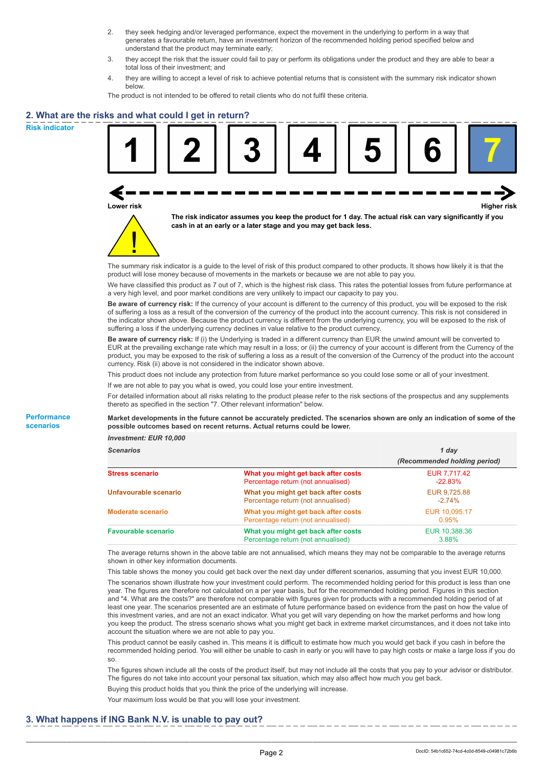2. they seek hedging and/or leveraged performance, expect the movement in the underlying to perform in a way that generates a favourable return, have an investment horizon of the recommended holding period specified below and understand that the product may terminate early;
3. they accept the risk that the issuer could fail to pay or perform its obligations under the product and they are able to bear a total loss of their investment; and
4. they are willing to accept a level of risk to achieve potential returns that is consistent with the summary risk indicator shown below.

The product is not intended to be offered to retail clients who do not fulfil these criteria.

## 2. What are the risks and what could I get in return?

**Risk indicator**

| 1 | 2 | 3 | 4 | 5 | 6 | **7** |
|---|---|---|---|---|---|---|

**Lower risk** ← → **Higher risk**

**The risk indicator assumes you keep the product for 1 day. The actual risk can vary significantly if you cash in at an early or a later stage and you may get back less.**

The summary risk indicator is a guide to the level of risk of this product compared to other products. It shows how likely it is that the product will lose money because of movements in the markets or because we are not able to pay you.

We have classified this product as 7 out of 7, which is the highest risk class. This rates the potential losses from future performance at a very high level, and poor market conditions are very unlikely to impact our capacity to pay you.

**Be aware of currency risk:** If the currency of your account is different to the currency of this product, you will be exposed to the risk of suffering a loss as a result of the conversion of the currency of the product into the account currency. This risk is not considered in the indicator shown above. Because the product currency is different from the underlying currency, you will be exposed to the risk of suffering a loss if the underlying currency declines in value relative to the product currency.

**Be aware of currency risk:** If (i) the Underlying is traded in a different currency than EUR the unwind amount will be converted to EUR at the prevailing exchange rate which may result in a loss; or (ii) the currency of your account is different from the Currency of the product, you may be exposed to the risk of suffering a loss as a result of the conversion of the Currency of the product into the account currency. Risk (ii) above is not considered in the indicator shown above.

This product does not include any protection from future market performance so you could lose some or all of your investment.

If we are not able to pay you what is owed, you could lose your entire investment.

For detailed information about all risks relating to the product please refer to the risk sections of the prospectus and any supplements thereto as specified in the section "7. Other relevant information" below.

**Performance scenarios**

**Market developments in the future cannot be accurately predicted. The scenarios shown are only an indication of some of the possible outcomes based on recent returns. Actual returns could be lower.**

| *Investment: EUR 10,000* | | |
|---|---|---|
| ***Scenarios*** | | ***1 day (Recommended holding period)*** |
| **Stress scenario** | **What you might get back after costs**<br>Percentage return (not annualised) | EUR 7,717.42<br>-22.83% |
| **Unfavourable scenario** | **What you might get back after costs**<br>Percentage return (not annualised) | EUR 9,725.88<br>-2.74% |
| **Moderate scenario** | **What you might get back after costs**<br>Percentage return (not annualised) | EUR 10,095.17<br>0.95% |
| **Favourable scenario** | **What you might get back after costs**<br>Percentage return (not annualised) | EUR 10,388.36<br>3.88% |

The average returns shown in the above table are not annualised, which means they may not be comparable to the average returns shown in other key information documents.

This table shows the money you could get back over the next day under different scenarios, assuming that you invest EUR 10,000.

The scenarios shown illustrate how your investment could perform. The recommended holding period for this product is less than one year. The figures are therefore not calculated on a per year basis, but for the recommended holding period. Figures in this section and "4. What are the costs?" are therefore not comparable with figures given for products with a recommended holding period of at least one year. The scenarios presented are an estimate of future performance based on evidence from the past on how the value of this investment varies, and are not an exact indicator. What you get will vary depending on how the market performs and how long you keep the product. The stress scenario shows what you might get back in extreme market circumstances, and it does not take into account the situation where we are not able to pay you.

This product cannot be easily cashed in. This means it is difficult to estimate how much you would get back if you cash in before the recommended holding period. You will either be unable to cash in early or you will have to pay high costs or make a large loss if you do so.

The figures shown include all the costs of the product itself, but may not include all the costs that you pay to your advisor or distributor. The figures do not take into account your personal tax situation, which may also affect how much you get back.

Buying this product holds that you think the price of the underlying will increase.

Your maximum loss would be that you will lose your investment.

## 3. What happens if ING Bank N.V. is unable to pay out?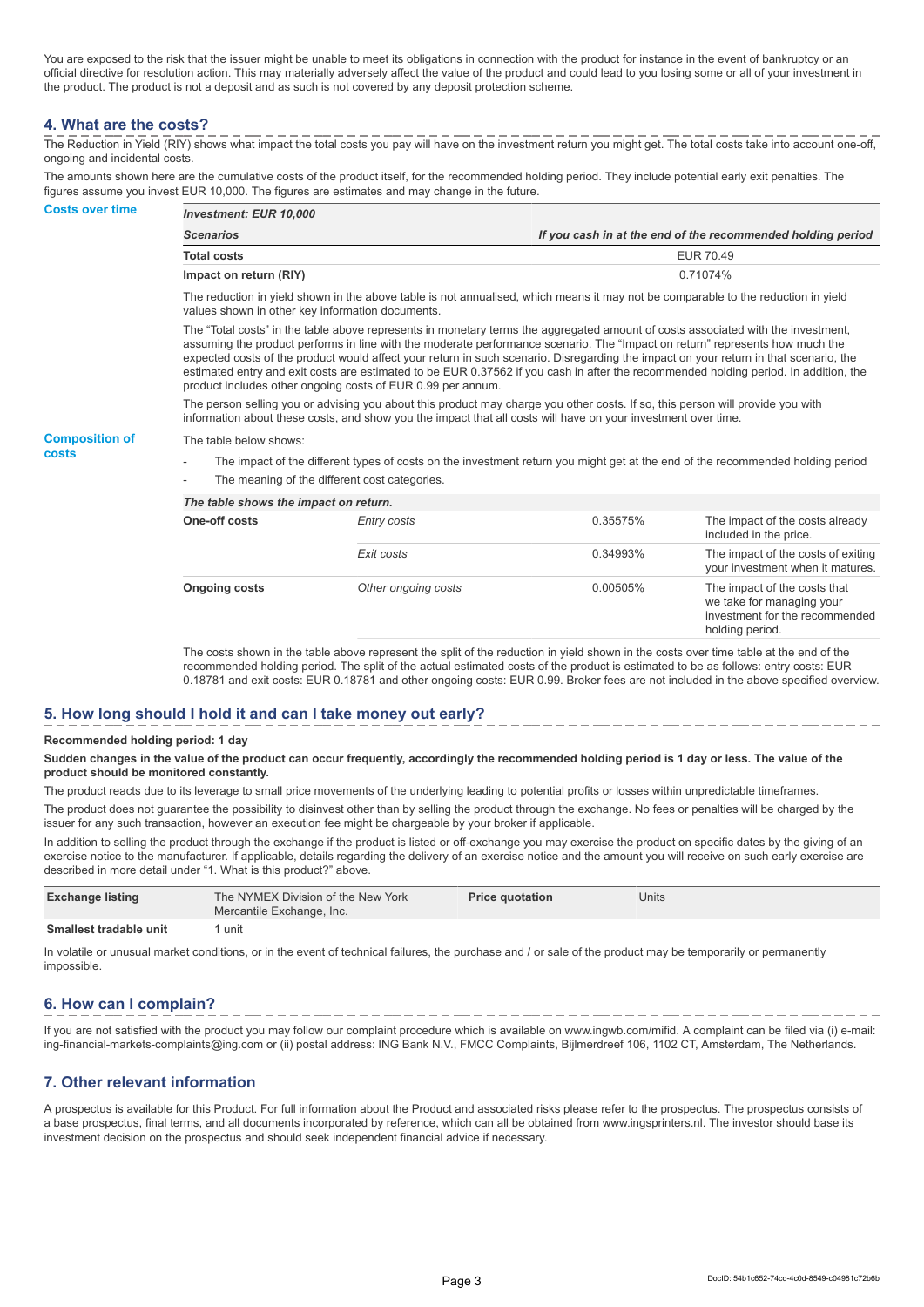You are exposed to the risk that the issuer might be unable to meet its obligations in connection with the product for instance in the event of bankruptcy or an official directive for resolution action. This may materially adversely affect the value of the product and could lead to you losing some or all of your investment in the product. The product is not a deposit and as such is not covered by any deposit protection scheme.

## 4. What are the costs?

The Reduction in Yield (RIY) shows what impact the total costs you pay will have on the investment return you might get. The total costs take into account one-off, ongoing and incidental costs.

The amounts shown here are the cumulative costs of the product itself, for the recommended holding period. They include potential early exit penalties. The figures assume you invest EUR 10,000. The figures are estimates and may change in the future.

### Costs over time

| *Investment: EUR 10,000* | |
|---|---|
| ***Scenarios*** | ***If you cash in at the end of the recommended holding period*** |
| **Total costs** | EUR 70.49 |
| **Impact on return (RIY)** | 0.71074% |

The reduction in yield shown in the above table is not annualised, which means it may not be comparable to the reduction in yield values shown in other key information documents.

The "Total costs" in the table above represents in monetary terms the aggregated amount of costs associated with the investment, assuming the product performs in line with the moderate performance scenario. The "Impact on return" represents how much the expected costs of the product would affect your return in such scenario. Disregarding the impact on your return in that scenario, the estimated entry and exit costs are estimated to be EUR 0.37562 if you cash in after the recommended holding period. In addition, the product includes other ongoing costs of EUR 0.99 per annum.

The person selling you or advising you about this product may charge you other costs. If so, this person will provide you with information about these costs, and show you the impact that all costs will have on your investment over time.

### Composition of costs

The table below shows:

- The impact of the different types of costs on the investment return you might get at the end of the recommended holding period
- The meaning of the different cost categories.

| *The table shows the impact on return.* | | | |
|---|---|---|---|
| **One-off costs** | *Entry costs* | 0.35575% | The impact of the costs already included in the price. |
| | *Exit costs* | 0.34993% | The impact of the costs of exiting your investment when it matures. |
| **Ongoing costs** | *Other ongoing costs* | 0.00505% | The impact of the costs that we take for managing your investment for the recommended holding period. |

The costs shown in the table above represent the split of the reduction in yield shown in the costs over time table at the end of the recommended holding period. The split of the actual estimated costs of the product is estimated to be as follows: entry costs: EUR 0.18781 and exit costs: EUR 0.18781 and other ongoing costs: EUR 0.99. Broker fees are not included in the above specified overview.

## 5. How long should I hold it and can I take money out early?

**Recommended holding period: 1 day**

**Sudden changes in the value of the product can occur frequently, accordingly the recommended holding period is 1 day or less. The value of the product should be monitored constantly.**

The product reacts due to its leverage to small price movements of the underlying leading to potential profits or losses within unpredictable timeframes.

The product does not guarantee the possibility to disinvest other than by selling the product through the exchange. No fees or penalties will be charged by the issuer for any such transaction, however an execution fee might be chargeable by your broker if applicable.

In addition to selling the product through the exchange if the product is listed or off-exchange you may exercise the product on specific dates by the giving of an exercise notice to the manufacturer. If applicable, details regarding the delivery of an exercise notice and the amount you will receive on such early exercise are described in more detail under "1. What is this product?" above.

| **Exchange listing** | The NYMEX Division of the New York Mercantile Exchange, Inc. | **Price quotation** | Units |
|---|---|---|---|
| **Smallest tradable unit** | 1 unit | | |

In volatile or unusual market conditions, or in the event of technical failures, the purchase and / or sale of the product may be temporarily or permanently impossible.

## 6. How can I complain?

If you are not satisfied with the product you may follow our complaint procedure which is available on www.ingwb.com/mifid. A complaint can be filed via (i) e-mail: ing-financial-markets-complaints@ing.com or (ii) postal address: ING Bank N.V., FMCC Complaints, Bijlmerdreef 106, 1102 CT, Amsterdam, The Netherlands.

## 7. Other relevant information

A prospectus is available for this Product. For full information about the Product and associated risks please refer to the prospectus. The prospectus consists of a base prospectus, final terms, and all documents incorporated by reference, which can all be obtained from www.ingsprinters.nl. The investor should base its investment decision on the prospectus and should seek independent financial advice if necessary.